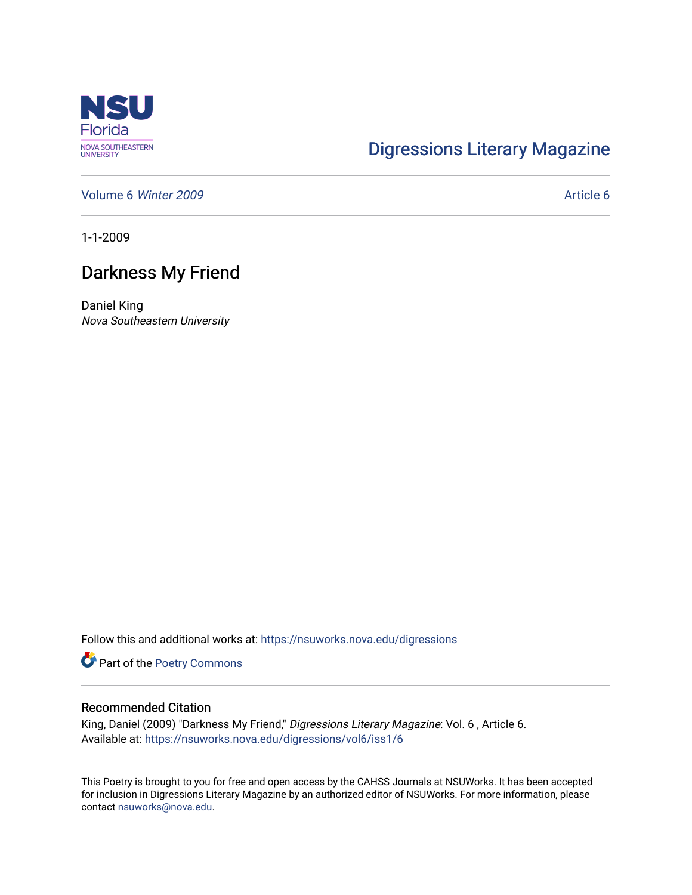Digressions Literary Magazine

Volume 6 *Winter 2009*

Article 6

1-1-2009

# Darkness My Friend

Daniel King
*Nova Southeastern University*

Follow this and additional works at: https://nsuworks.nova.edu/digressions

Part of the Poetry Commons

## Recommended Citation

King, Daniel (2009) "Darkness My Friend," *Digressions Literary Magazine*: Vol. 6 , Article 6.
Available at: https://nsuworks.nova.edu/digressions/vol6/iss1/6

This Poetry is brought to you for free and open access by the CAHSS Journals at NSUWorks. It has been accepted for inclusion in Digressions Literary Magazine by an authorized editor of NSUWorks. For more information, please contact nsuworks@nova.edu.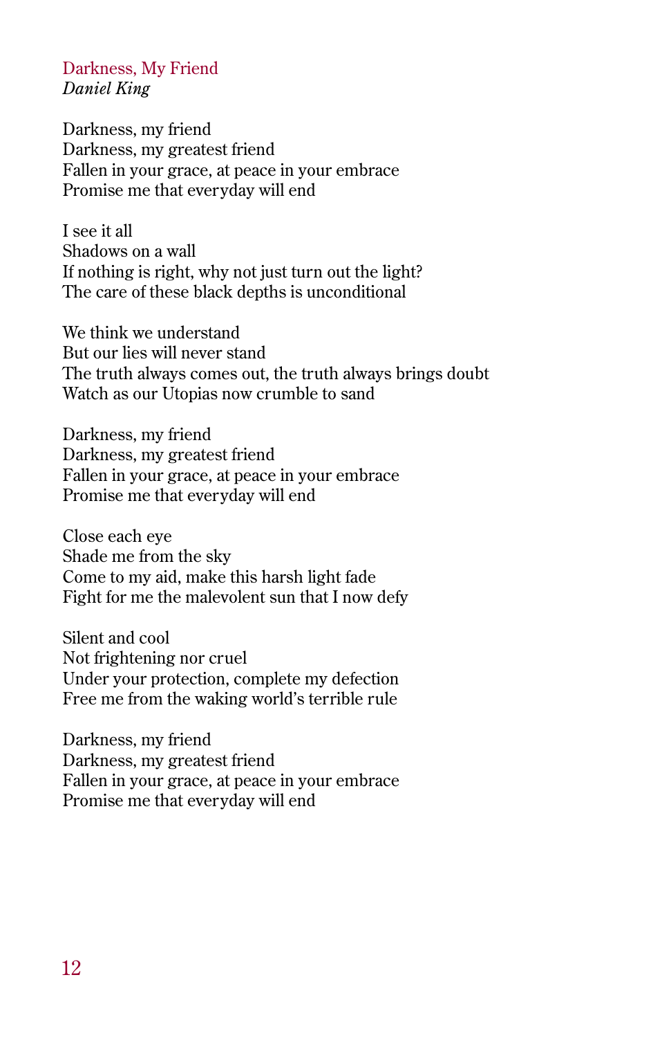## Darkness, My Friend

*Daniel King*

Darkness, my friend  
Darkness, my greatest friend  
Fallen in your grace, at peace in your embrace  
Promise me that everyday will end

I see it all  
Shadows on a wall  
If nothing is right, why not just turn out the light?  
The care of these black depths is unconditional

We think we understand  
But our lies will never stand  
The truth always comes out, the truth always brings doubt  
Watch as our Utopias now crumble to sand

Darkness, my friend  
Darkness, my greatest friend  
Fallen in your grace, at peace in your embrace  
Promise me that everyday will end

Close each eye  
Shade me from the sky  
Come to my aid, make this harsh light fade  
Fight for me the malevolent sun that I now defy

Silent and cool  
Not frightening nor cruel  
Under your protection, complete my defection  
Free me from the waking world's terrible rule

Darkness, my friend  
Darkness, my greatest friend  
Fallen in your grace, at peace in your embrace  
Promise me that everyday will end